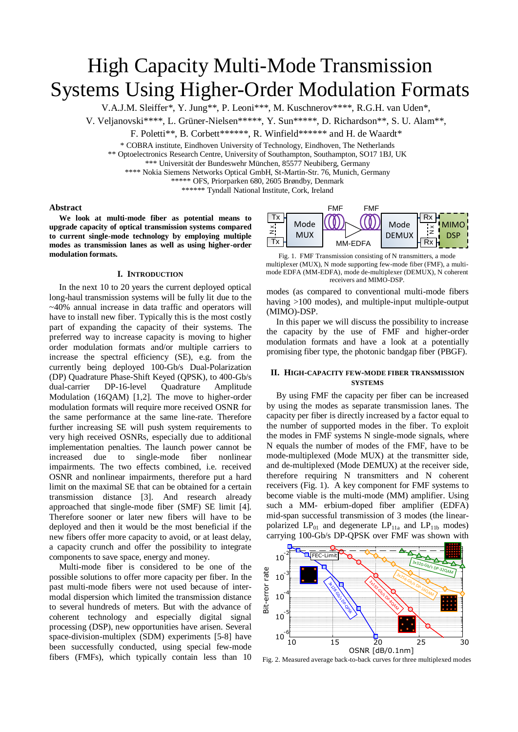# High Capacity Multi-Mode Transmission Systems Using Higher-Order Modulation Formats

V.A.J.M. Sleiffer*, Y. Jung**, P. Leoni***, M. Kuschnerov****, R.G.H. van Uden*,
V. Veljanovski****, L. Grüner-Nielsen*****, Y. Sun*****, D. Richardson**, S. U. Alam**,
F. Poletti**, B. Corbett******, R. Winfield****** and H. de Waardt*

\* COBRA institute, Eindhoven University of Technology, Eindhoven, The Netherlands
\*\* Optoelectronics Research Centre, University of Southampton, Southampton, SO17 1BJ, UK
\*\*\* Universität der Bundeswehr München, 85577 Neubiberg, Germany
\*\*\*\* Nokia Siemens Networks Optical GmbH, St-Martin-Str. 76, Munich, Germany
\*\*\*\*\* OFS, Priorparken 680, 2605 Brøndby, Denmark
\*\*\*\*\*\* Tyndall National Institute, Cork, Ireland

### Abstract

**We look at multi-mode fiber as potential means to upgrade capacity of optical transmission systems compared to current single-mode technology by employing multiple modes as transmission lanes as well as using higher-order modulation formats.**

## I. Introduction

In the next 10 to 20 years the current deployed optical long-haul transmission systems will be fully lit due to the ~40% annual increase in data traffic and operators will have to install new fiber. Typically this is the most costly part of expanding the capacity of their systems. The preferred way to increase capacity is moving to higher order modulation formats and/or multiple carriers to increase the spectral efficiency (SE), e.g. from the currently being deployed 100-Gb/s Dual-Polarization (DP) Quadrature Phase-Shift Keyed (QPSK), to 400-Gb/s dual-carrier DP-16-level Quadrature Amplitude Modulation (16QAM) [1,2]. The move to higher-order modulation formats will require more received OSNR for the same performance at the same line-rate. Therefore further increasing SE will push system requirements to very high received OSNRs, especially due to additional implementation penalties. The launch power cannot be increased due to single-mode fiber nonlinear impairments. The two effects combined, i.e. received OSNR and nonlinear impairments, therefore put a hard limit on the maximal SE that can be obtained for a certain transmission distance [3]. And research already approached that single-mode fiber (SMF) SE limit [4]. Therefore sooner or later new fibers will have to be deployed and then it would be the most beneficial if the new fibers offer more capacity to avoid, or at least delay, a capacity crunch and offer the possibility to integrate components to save space, energy and money.

Multi-mode fiber is considered to be one of the possible solutions to offer more capacity per fiber. In the past multi-mode fibers were not used because of inter-modal dispersion which limited the transmission distance to several hundreds of meters. But with the advance of coherent technology and especially digital signal processing (DSP), new opportunities have arisen. Several space-division-multiplex (SDM) experiments [5-8] have been successfully conducted, using special few-mode fibers (FMFs), which typically contain less than 10 modes (as compared to conventional multi-mode fibers having >100 modes), and multiple-input multiple-output (MIMO)-DSP.

Fig. 1. FMF Transmission consisting of N transmitters, a mode multiplexer (MUX), N mode supporting few-mode fiber (FMF), a multi-mode EDFA (MM-EDFA), mode de-multiplexer (DEMUX), N coherent receivers and MIMO-DSP.

In this paper we will discuss the possibility to increase the capacity by the use of FMF and higher-order modulation formats and have a look at a potentially promising fiber type, the photonic bandgap fiber (PBGF).

## II. High-capacity few-mode fiber transmission systems

By using FMF the capacity per fiber can be increased by using the modes as separate transmission lanes. The capacity per fiber is directly increased by a factor equal to the number of supported modes in the fiber. To exploit the modes in FMF systems N single-mode signals, where N equals the number of modes of the FMF, have to be mode-multiplexed (Mode MUX) at the transmitter side, and de-multiplexed (Mode DEMUX) at the receiver side, therefore requiring N transmitters and N coherent receivers (Fig. 1). A key component for FMF systems to become viable is the multi-mode (MM) amplifier. Using such a MM- erbium-doped fiber amplifier (EDFA) mid-span successful transmission of 3 modes (the linear-polarized $LP_{01}$ and degenerate $LP_{11a}$ and $LP_{11b}$ modes) carrying 100-Gb/s DP-QPSK over FMF was shown with

Fig. 2. Measured average back-to-back curves for three multiplexed modes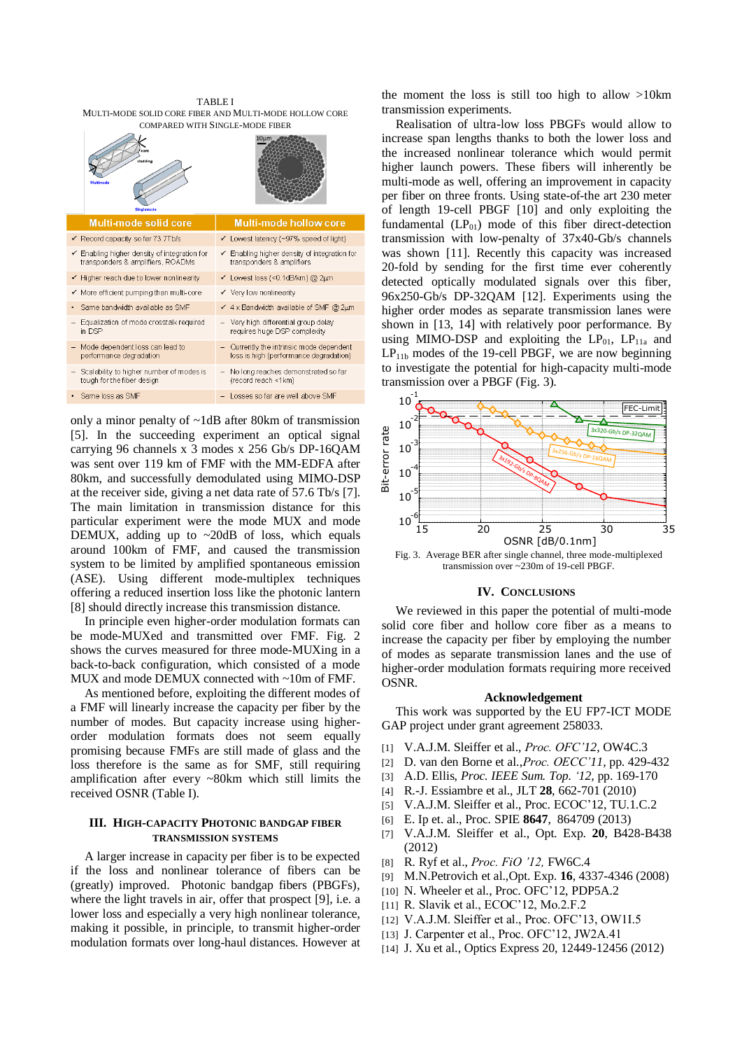TABLE I
MULTI-MODE SOLID CORE FIBER AND MULTI-MODE HOLLOW CORE COMPARED WITH SINGLE-MODE FIBER

| Multi-mode solid core | Multi-mode hollow core |
|---|---|
| ✓ Record capacity so far 73.7Tb/s | ✓ Lowest latency (~97% speed of light) |
| ✓ Enabling higher density of integration for transponders & amplifiers, ROADMs | ✓ Enabling higher density of integration for transponders & amplifiers |
| ✓ Higher reach due to lower nonlinearity | ✓ Lowest loss (<0.1dB/km) @ 2μm |
| ✓ More efficient pumping than multi-core | ✓ Very low nonlinearity |
| • Same bandwidth available as SMF | ✓ 4 x Bandwidth available of SMF @ 2μm |
| – Equalization of mode crosstalk required in DSP | – Very high differential group delay requires huge DSP complexity |
| – Mode dependent loss can lead to performance degradation | – Currently the intrinsic mode dependent loss is high (performance degradation) |
| – Scalability to higher number of modes is tough for the fiber design | – No long reaches demonstrated so far (record reach <1km) |
| • Same loss as SMF | – Losses so far are well above SMF |

only a minor penalty of ~1dB after 80km of transmission [5]. In the succeeding experiment an optical signal carrying 96 channels x 3 modes x 256 Gb/s DP-16QAM was sent over 119 km of FMF with the MM-EDFA after 80km, and successfully demodulated using MIMO-DSP at the receiver side, giving a net data rate of 57.6 Tb/s [7]. The main limitation in transmission distance for this particular experiment were the mode MUX and mode DEMUX, adding up to ~20dB of loss, which equals around 100km of FMF, and caused the transmission system to be limited by amplified spontaneous emission (ASE). Using different mode-multiplex techniques offering a reduced insertion loss like the photonic lantern [8] should directly increase this transmission distance.

In principle even higher-order modulation formats can be mode-MUXed and transmitted over FMF. Fig. 2 shows the curves measured for three mode-MUXing in a back-to-back configuration, which consisted of a mode MUX and mode DEMUX connected with ~10m of FMF.

As mentioned before, exploiting the different modes of a FMF will linearly increase the capacity per fiber by the number of modes. But capacity increase using higher-order modulation formats does not seem equally promising because FMFs are still made of glass and the loss therefore is the same as for SMF, still requiring amplification after every ~80km which still limits the received OSNR (Table I).

## III. High-Capacity Photonic Bandgap Fiber Transmission Systems

A larger increase in capacity per fiber is to be expected if the loss and nonlinear tolerance of fibers can be (greatly) improved. Photonic bandgap fibers (PBGFs), where the light travels in air, offer that prospect [9], i.e. a lower loss and especially a very high nonlinear tolerance, making it possible, in principle, to transmit higher-order modulation formats over long-haul distances. However at the moment the loss is still too high to allow >10km transmission experiments.

Realisation of ultra-low loss PBGFs would allow to increase span lengths thanks to both the lower loss and the increased nonlinear tolerance which would permit higher launch powers. These fibers will inherently be multi-mode as well, offering an improvement in capacity per fiber on three fronts. Using state-of-the art 230 meter of length 19-cell PBGF [10] and only exploiting the fundamental ($LP_{01}$) mode of this fiber direct-detection transmission with low-penalty of 37x40-Gb/s channels was shown [11]. Recently this capacity was increased 20-fold by sending for the first time ever coherently detected optically modulated signals over this fiber, 96x250-Gb/s DP-32QAM [12]. Experiments using the higher order modes as separate transmission lanes were shown in [13, 14] with relatively poor performance. By using MIMO-DSP and exploiting the $LP_{01}$, $LP_{11a}$ and $LP_{11b}$ modes of the 19-cell PBGF, we are now beginning to investigate the potential for high-capacity multi-mode transmission over a PBGF (Fig. 3).

Bit-error rate
10^-1
10^-2
10^-3
10^-4
10^-5
10^-6
15 20 25 30 35
OSNR [dB/0.1nm]
FEC-Limit
3x320-Gb/s DP-32QAM
3x256-Gb/s DP-16QAM
3x192-Gb/s DP-8QAM

Fig. 3. Average BER after single channel, three mode-multiplexed transmission over ~230m of 19-cell PBGF.

## IV. Conclusions

We reviewed in this paper the potential of multi-mode solid core fiber and hollow core fiber as a means to increase the capacity per fiber by employing the number of modes as separate transmission lanes and the use of higher-order modulation formats requiring more received OSNR.

### Acknowledgement

This work was supported by the EU FP7-ICT MODE GAP project under grant agreement 258033.

[1] V.A.J.M. Sleiffer et al., *Proc. OFC'12,* OW4C.3
[2] D. van den Borne et al.,*Proc. OECC'11*, pp. 429-432
[3] A.D. Ellis, *Proc. IEEE Sum. Top. '12,* pp. 169-170
[4] R.-J. Essiambre et al., JLT **28**, 662-701 (2010)
[5] V.A.J.M. Sleiffer et al., Proc. ECOC'12, TU.1.C.2
[6] E. Ip et. al., Proc. SPIE **8647**, 864709 (2013)
[7] V.A.J.M. Sleiffer et al., Opt. Exp. **20**, B428-B438 (2012)
[8] R. Ryf et al., *Proc. FiO '12,* FW6C.4
[9] M.N.Petrovich et al.,Opt. Exp. **16**, 4337-4346 (2008)
[10] N. Wheeler et al., Proc. OFC'12, PDP5A.2
[11] R. Slavik et al., ECOC'12, Mo.2.F.2
[12] V.A.J.M. Sleiffer et al., Proc. OFC'13, OW1I.5
[13] J. Carpenter et al., Proc. OFC'12, JW2A.41
[14] J. Xu et al., Optics Express 20, 12449-12456 (2012)